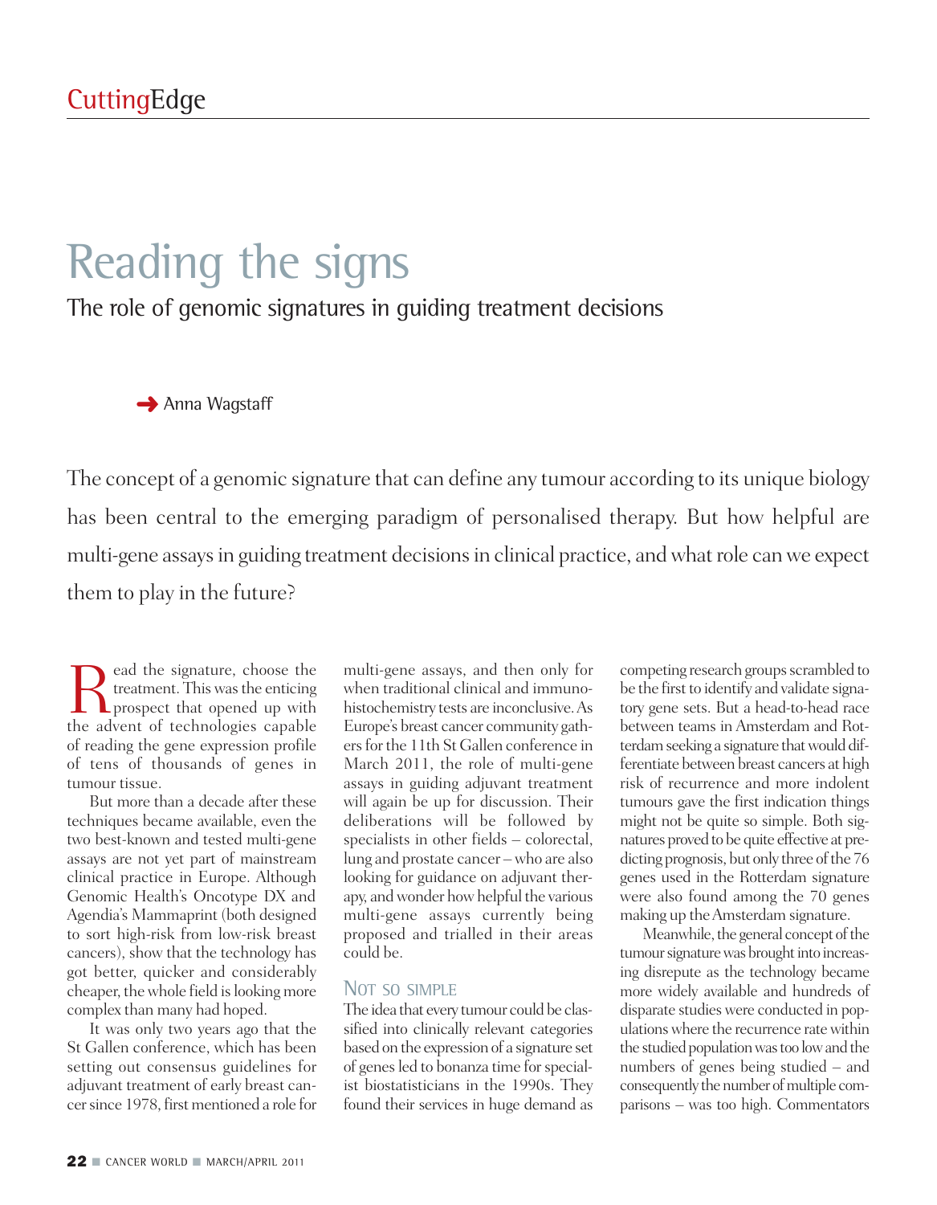CuttingEdge

# Reading the signs

## The role of genomic signatures in guiding treatment decisions

Anna Wagstaff

The concept of a genomic signature that can define any tumour according to its unique biology has been central to the emerging paradigm of personalised therapy. But how helpful are multi-gene assays in guiding treatment decisions in clinical practice, and what role can we expect them to play in the future?

Read the signature, choose the treatment. This was the enticing prospect that opened up with the advent of technologies capable of reading the gene expression profile of tens of thousands of genes in tumour tissue.

But more than a decade after these techniques became available, even the two best-known and tested multi-gene assays are not yet part of mainstream clinical practice in Europe. Although Genomic Health's Oncotype DX and Agendia's Mammaprint (both designed to sort high-risk from low-risk breast cancers), show that the technology has got better, quicker and considerably cheaper, the whole field is looking more complex than many had hoped.

It was only two years ago that the St Gallen conference, which has been setting out consensus guidelines for adjuvant treatment of early breast cancer since 1978, first mentioned a role for multi-gene assays, and then only for when traditional clinical and immunohistochemistry tests are inconclusive. As Europe's breast cancer community gathers for the 11th St Gallen conference in March 2011, the role of multi-gene assays in guiding adjuvant treatment will again be up for discussion. Their deliberations will be followed by specialists in other fields – colorectal, lung and prostate cancer – who are also looking for guidance on adjuvant therapy, and wonder how helpful the various multi-gene assays currently being proposed and trialled in their areas could be.

### Not so simple

The idea that every tumour could be classified into clinically relevant categories based on the expression of a signature set of genes led to bonanza time for specialist biostatisticians in the 1990s. They found their services in huge demand as competing research groups scrambled to be the first to identify and validate signatory gene sets. But a head-to-head race between teams in Amsterdam and Rotterdam seeking a signature that would differentiate between breast cancers at high risk of recurrence and more indolent tumours gave the first indication things might not be quite so simple. Both signatures proved to be quite effective at predicting prognosis, but only three of the 76 genes used in the Rotterdam signature were also found among the 70 genes making up the Amsterdam signature.

Meanwhile, the general concept of the tumour signature was brought into increasing disrepute as the technology became more widely available and hundreds of disparate studies were conducted in populations where the recurrence rate within the studied population was too low and the numbers of genes being studied – and consequently the number of multiple comparisons – was too high. Commentators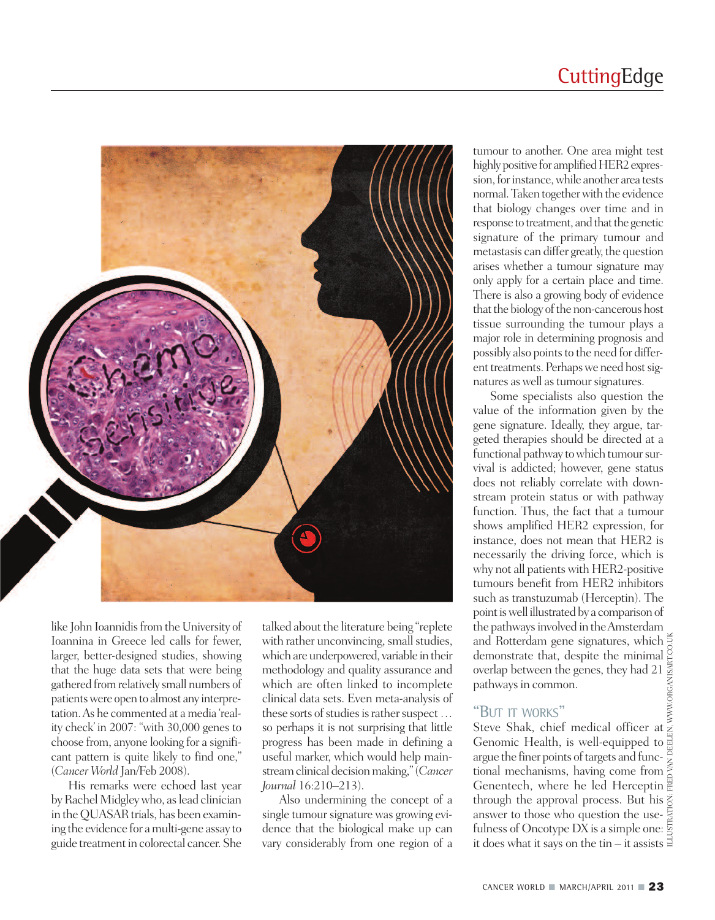like John Ioannidis from the University of Ioannina in Greece led calls for fewer, larger, better-designed studies, showing that the huge data sets that were being gathered from relatively small numbers of patients were open to almost any interpretation. As he commented at a media 'reality check' in 2007: "with 30,000 genes to choose from, anyone looking for a significant pattern is quite likely to find one," (*Cancer World* Jan/Feb 2008).

His remarks were echoed last year by Rachel Midgley who, as lead clinician in the QUASAR trials, has been examining the evidence for a multi-gene assay to guide treatment in colorectal cancer. She talked about the literature being "replete with rather unconvincing, small studies, which are underpowered, variable in their methodology and quality assurance and which are often linked to incomplete clinical data sets. Even meta-analysis of these sorts of studies is rather suspect … so perhaps it is not surprising that little progress has been made in defining a useful marker, which would help mainstream clinical decision making," (*Cancer Journal* 16:210–213).

Also undermining the concept of a single tumour signature was growing evidence that the biological make up can vary considerably from one region of a tumour to another. One area might test highly positive for amplified HER2 expression, for instance, while another area tests normal. Taken together with the evidence that biology changes over time and in response to treatment, and that the genetic signature of the primary tumour and metastasis can differ greatly, the question arises whether a tumour signature may only apply for a certain place and time. There is also a growing body of evidence that the biology of the non-cancerous host tissue surrounding the tumour plays a major role in determining prognosis and possibly also points to the need for different treatments. Perhaps we need host signatures as well as tumour signatures.

Some specialists also question the value of the information given by the gene signature. Ideally, they argue, targeted therapies should be directed at a functional pathway to which tumour survival is addicted; however, gene status does not reliably correlate with downstream protein status or with pathway function. Thus, the fact that a tumour shows amplified HER2 expression, for instance, does not mean that HER2 is necessarily the driving force, which is why not all patients with HER2-positive tumours benefit from HER2 inhibitors such as transtuzumab (Herceptin). The point is well illustrated by a comparison of the pathways involved in the Amsterdam and Rotterdam gene signatures, which demonstrate that, despite the minimal overlap between the genes, they had 21 pathways in common.

## "But it works"

Steve Shak, chief medical officer at Genomic Health, is well-equipped to argue the finer points of targets and functional mechanisms, having come from Genentech, where he led Herceptin through the approval process. But his answer to those who question the usefulness of Oncotype DX is a simple one: it does what it says on the tin – it assists

ILLUSTRATION: FRED VAN DEELEN, WWW.ORGANISART.CO.UK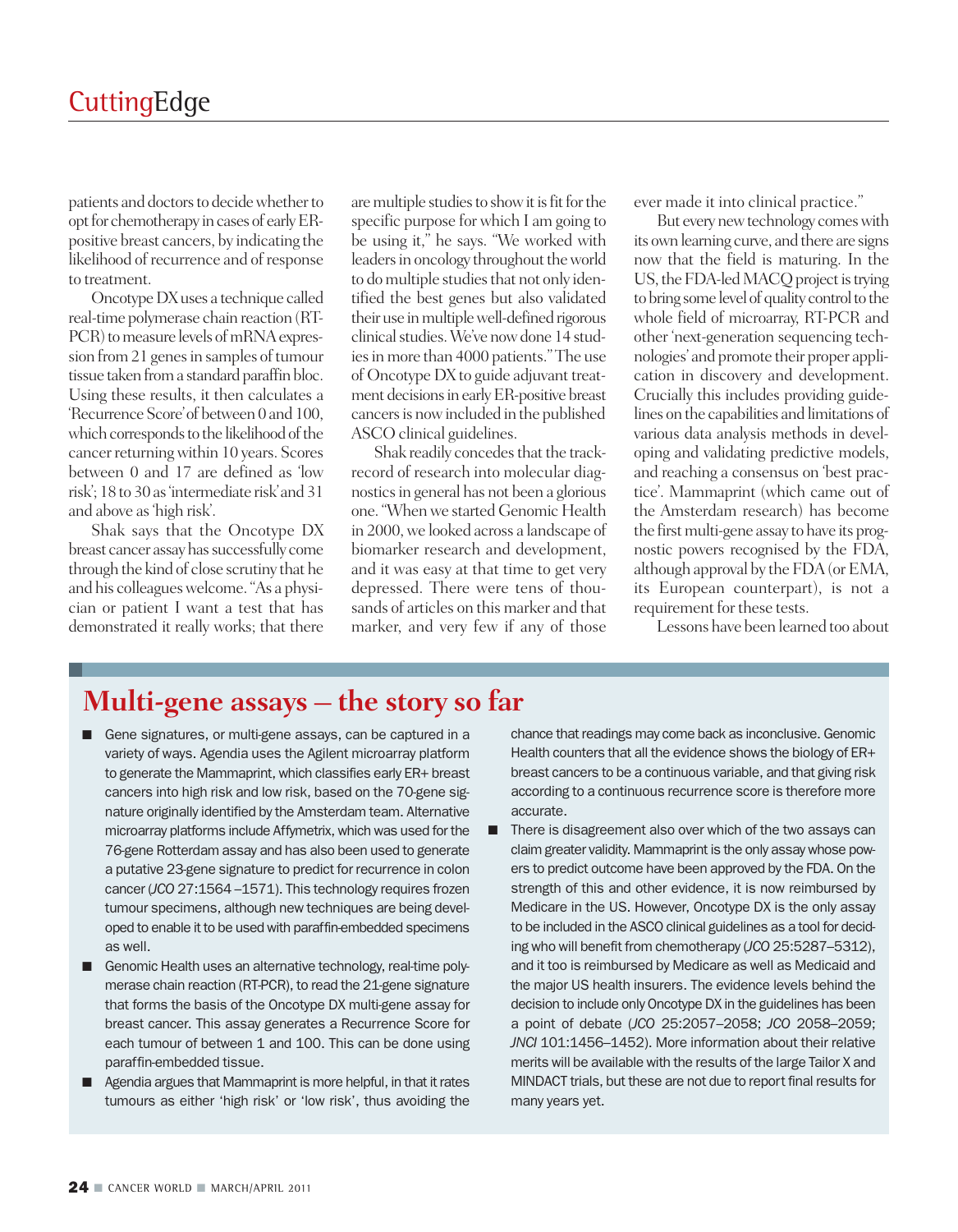patients and doctors to decide whether to opt for chemotherapy in cases of early ER-positive breast cancers, by indicating the likelihood of recurrence and of response to treatment.

Oncotype DX uses a technique called real-time polymerase chain reaction (RT-PCR) to measure levels of mRNA expression from 21 genes in samples of tumour tissue taken from a standard paraffin bloc. Using these results, it then calculates a 'Recurrence Score' of between 0 and 100, which corresponds to the likelihood of the cancer returning within 10 years. Scores between 0 and 17 are defined as 'low risk'; 18 to 30 as 'intermediate risk' and 31 and above as 'high risk'.

Shak says that the Oncotype DX breast cancer assay has successfully come through the kind of close scrutiny that he and his colleagues welcome. "As a physician or patient I want a test that has demonstrated it really works; that there are multiple studies to show it is fit for the specific purpose for which I am going to be using it," he says. "We worked with leaders in oncology throughout the world to do multiple studies that not only identified the best genes but also validated their use in multiple well-defined rigorous clinical studies. We've now done 14 studies in more than 4000 patients." The use of Oncotype DX to guide adjuvant treatment decisions in early ER-positive breast cancers is now included in the published ASCO clinical guidelines.

Shak readily concedes that the track-record of research into molecular diagnostics in general has not been a glorious one. "When we started Genomic Health in 2000, we looked across a landscape of biomarker research and development, and it was easy at that time to get very depressed. There were tens of thousands of articles on this marker and that marker, and very few if any of those ever made it into clinical practice."

But every new technology comes with its own learning curve, and there are signs now that the field is maturing. In the US, the FDA-led MACQ project is trying to bring some level of quality control to the whole field of microarray, RT-PCR and other 'next-generation sequencing technologies' and promote their proper application in discovery and development. Crucially this includes providing guidelines on the capabilities and limitations of various data analysis methods in developing and validating predictive models, and reaching a consensus on 'best practice'. Mammaprint (which came out of the Amsterdam research) has become the first multi-gene assay to have its prognostic powers recognised by the FDA, although approval by the FDA (or EMA, its European counterpart), is not a requirement for these tests.

Lessons have been learned too about

## Multi-gene assays – the story so far

- Gene signatures, or multi-gene assays, can be captured in a variety of ways. Agendia uses the Agilent microarray platform to generate the Mammaprint, which classifies early ER+ breast cancers into high risk and low risk, based on the 70-gene signature originally identified by the Amsterdam team. Alternative microarray platforms include Affymetrix, which was used for the 76-gene Rotterdam assay and has also been used to generate a putative 23-gene signature to predict for recurrence in colon cancer (*JCO* 27:1564–1571). This technology requires frozen tumour specimens, although new techniques are being developed to enable it to be used with paraffin-embedded specimens as well.
- Genomic Health uses an alternative technology, real-time polymerase chain reaction (RT-PCR), to read the 21-gene signature that forms the basis of the Oncotype DX multi-gene assay for breast cancer. This assay generates a Recurrence Score for each tumour of between 1 and 100. This can be done using paraffin-embedded tissue.
- Agendia argues that Mammaprint is more helpful, in that it rates tumours as either 'high risk' or 'low risk', thus avoiding the chance that readings may come back as inconclusive. Genomic Health counters that all the evidence shows the biology of ER+ breast cancers to be a continuous variable, and that giving risk according to a continuous recurrence score is therefore more accurate.
- There is disagreement also over which of the two assays can claim greater validity. Mammaprint is the only assay whose powers to predict outcome have been approved by the FDA. On the strength of this and other evidence, it is now reimbursed by Medicare in the US. However, Oncotype DX is the only assay to be included in the ASCO clinical guidelines as a tool for deciding who will benefit from chemotherapy (*JCO* 25:5287–5312), and it too is reimbursed by Medicare as well as Medicaid and the major US health insurers. The evidence levels behind the decision to include only Oncotype DX in the guidelines has been a point of debate (*JCO* 25:2057–2058; *JCO* 2058–2059; *JNCI* 101:1456–1452). More information about their relative merits will be available with the results of the large Tailor X and MINDACT trials, but these are not due to report final results for many years yet.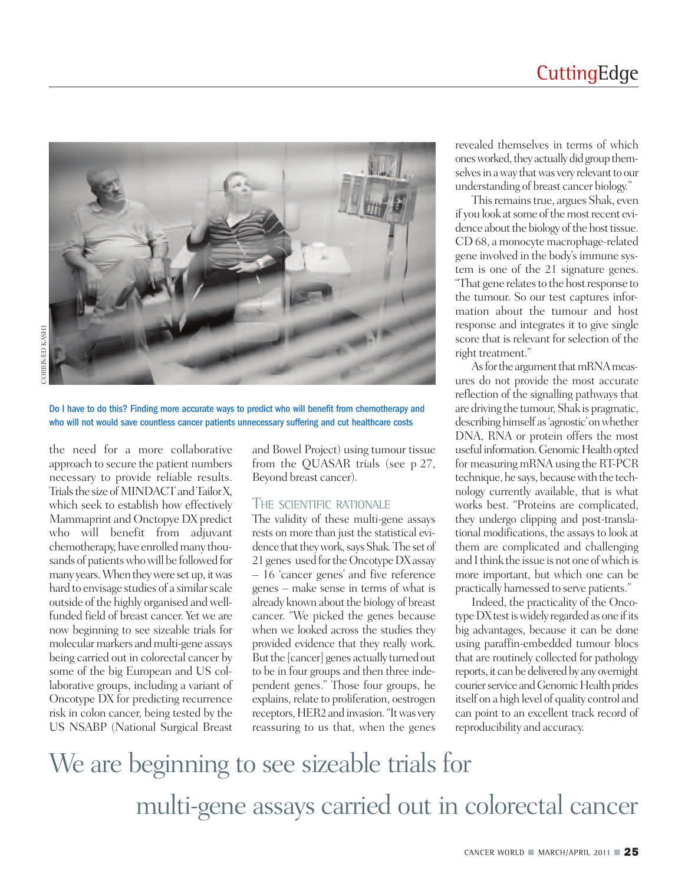Do I have to do this? Finding more accurate ways to predict who will benefit from chemotherapy and who will not would save countless cancer patients unnecessary suffering and cut healthcare costs

the need for a more collaborative approach to secure the patient numbers necessary to provide reliable results. Trials the size of MINDACT and TailorX, which seek to establish how effectively Mammaprint and Onctopye DX predict who will benefit from adjuvant chemotherapy, have enrolled many thousands of patients who will be followed for many years. When they were set up, it was hard to envisage studies of a similar scale outside of the highly organised and well-funded field of breast cancer. Yet we are now beginning to see sizeable trials for molecular markers and multi-gene assays being carried out in colorectal cancer by some of the big European and US collaborative groups, including a variant of Oncotype DX for predicting recurrence risk in colon cancer, being tested by the US NSABP (National Surgical Breast and Bowel Project) using tumour tissue from the QUASAR trials (see p 27, Beyond breast cancer).

## The scientific rationale

The validity of these multi-gene assays rests on more than just the statistical evidence that they work, says Shak. The set of 21 genes used for the Oncotype DX assay – 16 'cancer genes' and five reference genes – make sense in terms of what is already known about the biology of breast cancer. "We picked the genes because when we looked across the studies they provided evidence that they really work. But the [cancer] genes actually turned out to be in four groups and then three independent genes." Those four groups, he explains, relate to proliferation, oestrogen receptors, HER2 and invasion. "It was very reassuring to us that, when the genes revealed themselves in terms of which ones worked, they actually did group themselves in a way that was very relevant to our understanding of breast cancer biology."

This remains true, argues Shak, even if you look at some of the most recent evidence about the biology of the host tissue. CD 68, a monocyte macrophage-related gene involved in the body's immune system is one of the 21 signature genes. "That gene relates to the host response to the tumour. So our test captures information about the tumour and host response and integrates it to give single score that is relevant for selection of the right treatment."

As for the argument that mRNA measures do not provide the most accurate reflection of the signalling pathways that are driving the tumour, Shak is pragmatic, describing himself as 'agnostic' on whether DNA, RNA or protein offers the most useful information. Genomic Health opted for measuring mRNA using the RT-PCR technique, he says, because with the technology currently available, that is what works best. "Proteins are complicated, they undergo clipping and post-translational modifications, the assays to look at them are complicated and challenging and I think the issue is not one of which is more important, but which one can be practically harnessed to serve patients."

Indeed, the practicality of the Oncotype DX test is widely regarded as one if its big advantages, because it can be done using paraffin-embedded tumour blocs that are routinely collected for pathology reports, it can be delivered by any overnight courier service and Genomic Health prides itself on a high level of quality control and can point to an excellent track record of reproducibility and accuracy.

We are beginning to see sizeable trials for multi-gene assays carried out in colorectal cancer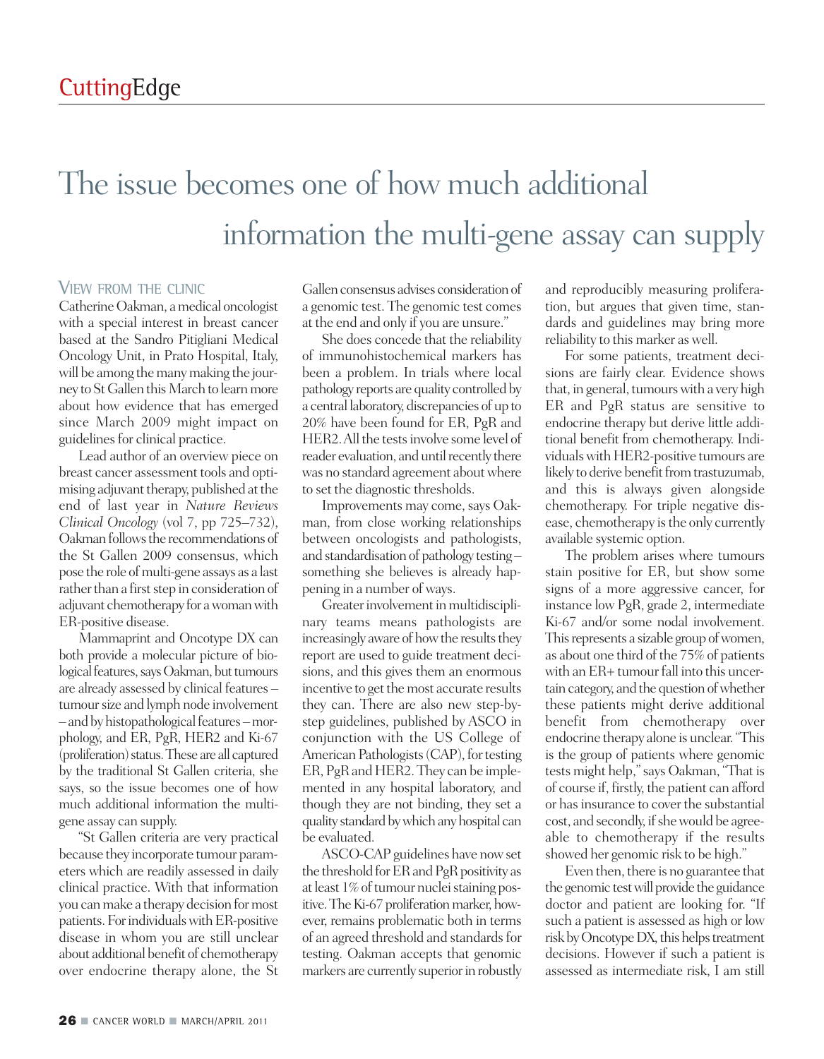# The issue becomes one of how much additional information the multi-gene assay can supply

### VIEW FROM THE CLINIC

Catherine Oakman, a medical oncologist with a special interest in breast cancer based at the Sandro Pitigliani Medical Oncology Unit, in Prato Hospital, Italy, will be among the many making the journey to St Gallen this March to learn more about how evidence that has emerged since March 2009 might impact on guidelines for clinical practice.

Lead author of an overview piece on breast cancer assessment tools and optimising adjuvant therapy, published at the end of last year in *Nature Reviews Clinical Oncology* (vol 7, pp 725–732), Oakman follows the recommendations of the St Gallen 2009 consensus, which pose the role of multi-gene assays as a last rather than a first step in consideration of adjuvant chemotherapy for a woman with ER-positive disease.

Mammaprint and Oncotype DX can both provide a molecular picture of biological features, says Oakman, but tumours are already assessed by clinical features – tumour size and lymph node involvement – and by histopathological features – morphology, and ER, PgR, HER2 and Ki-67 (proliferation) status. These are all captured by the traditional St Gallen criteria, she says, so the issue becomes one of how much additional information the multi-gene assay can supply.

"St Gallen criteria are very practical because they incorporate tumour parameters which are readily assessed in daily clinical practice. With that information you can make a therapy decision for most patients. For individuals with ER-positive disease in whom you are still unclear about additional benefit of chemotherapy over endocrine therapy alone, the St Gallen consensus advises consideration of a genomic test. The genomic test comes at the end and only if you are unsure."

She does concede that the reliability of immunohistochemical markers has been a problem. In trials where local pathology reports are quality controlled by a central laboratory, discrepancies of up to 20% have been found for ER, PgR and HER2. All the tests involve some level of reader evaluation, and until recently there was no standard agreement about where to set the diagnostic thresholds.

Improvements may come, says Oakman, from close working relationships between oncologists and pathologists, and standardisation of pathology testing – something she believes is already happening in a number of ways.

Greater involvement in multidisciplinary teams means pathologists are increasingly aware of how the results they report are used to guide treatment decisions, and this gives them an enormous incentive to get the most accurate results they can. There are also new step-by-step guidelines, published by ASCO in conjunction with the US College of American Pathologists (CAP), for testing ER, PgR and HER2. They can be implemented in any hospital laboratory, and though they are not binding, they set a quality standard by which any hospital can be evaluated.

ASCO-CAP guidelines have now set the threshold for ER and PgR positivity as at least 1% of tumour nuclei staining positive. The Ki-67 proliferation marker, however, remains problematic both in terms of an agreed threshold and standards for testing. Oakman accepts that genomic markers are currently superior in robustly and reproducibly measuring proliferation, but argues that given time, standards and guidelines may bring more reliability to this marker as well.

For some patients, treatment decisions are fairly clear. Evidence shows that, in general, tumours with a very high ER and PgR status are sensitive to endocrine therapy but derive little additional benefit from chemotherapy. Individuals with HER2-positive tumours are likely to derive benefit from trastuzumab, and this is always given alongside chemotherapy. For triple negative disease, chemotherapy is the only currently available systemic option.

The problem arises where tumours stain positive for ER, but show some signs of a more aggressive cancer, for instance low PgR, grade 2, intermediate Ki-67 and/or some nodal involvement. This represents a sizable group of women, as about one third of the 75% of patients with an ER+ tumour fall into this uncertain category, and the question of whether these patients might derive additional benefit from chemotherapy over endocrine therapy alone is unclear. "This is the group of patients where genomic tests might help," says Oakman, "That is of course if, firstly, the patient can afford or has insurance to cover the substantial cost, and secondly, if she would be agreeable to chemotherapy if the results showed her genomic risk to be high."

Even then, there is no guarantee that the genomic test will provide the guidance doctor and patient are looking for. "If such a patient is assessed as high or low risk by Oncotype DX, this helps treatment decisions. However if such a patient is assessed as intermediate risk, I am still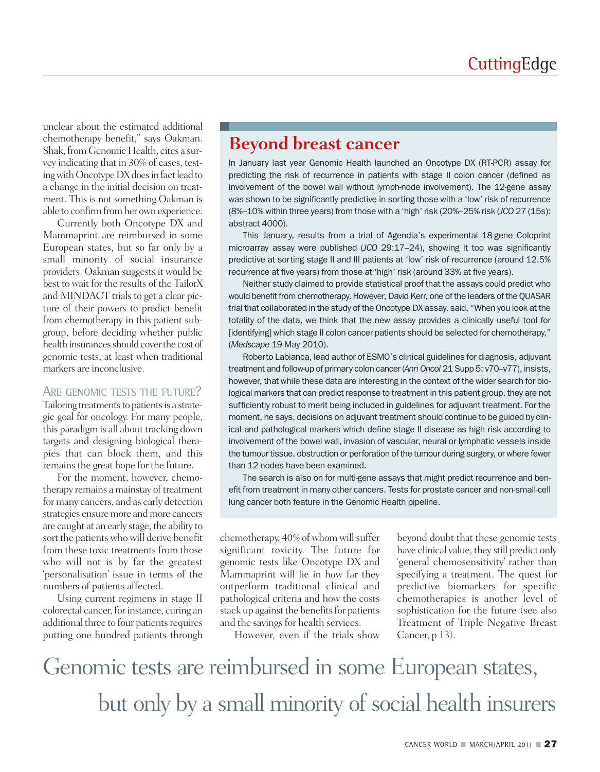unclear about the estimated additional chemotherapy benefit," says Oakman. Shak, from Genomic Health, cites a survey indicating that in 30% of cases, testing with Oncotype DX does in fact lead to a change in the initial decision on treatment. This is not something Oakman is able to confirm from her own experience.

Currently both Oncotype DX and Mammaprint are reimbursed in some European states, but so far only by a small minority of social insurance providers. Oakman suggests it would be best to wait for the results of the TailorX and MINDACT trials to get a clear picture of their powers to predict benefit from chemotherapy in this patient subgroup, before deciding whether public health insurances should cover the cost of genomic tests, at least when traditional markers are inconclusive.

## Are genomic tests the future?

Tailoring treatments to patients is a strategic goal for oncology. For many people, this paradigm is all about tracking down targets and designing biological therapies that can block them, and this remains the great hope for the future.

For the moment, however, chemotherapy remains a mainstay of treatment for many cancers, and as early detection strategies ensure more and more cancers are caught at an early stage, the ability to sort the patients who will derive benefit from these toxic treatments from those who will not is by far the greatest 'personalisation' issue in terms of the numbers of patients affected.

Using current regimens in stage II colorectal cancer, for instance, curing an additional three to four patients requires putting one hundred patients through chemotherapy, 40% of whom will suffer significant toxicity. The future for genomic tests like Oncotype DX and Mammaprint will lie in how far they outperform traditional clinical and pathological criteria and how the costs stack up against the benefits for patients and the savings for health services.

However, even if the trials show beyond doubt that these genomic tests have clinical value, they still predict only 'general chemosensitivity' rather than specifying a treatment. The quest for predictive biomarkers for specific chemotherapies is another level of sophistication for the future (see also Treatment of Triple Negative Breast Cancer, p 13).

## Beyond breast cancer

In January last year Genomic Health launched an Oncotype DX (RT-PCR) assay for predicting the risk of recurrence in patients with stage II colon cancer (defined as involvement of the bowel wall without lymph-node involvement). The 12-gene assay was shown to be significantly predictive in sorting those with a 'low' risk of recurrence (8%–10% within three years) from those with a 'high' risk (20%–25% risk (*JCO* 27 (15s): abstract 4000).

This January, results from a trial of Agendia's experimental 18-gene Coloprint microarray assay were published (*JCO* 29:17–24), showing it too was significantly predictive at sorting stage II and III patients at 'low' risk of recurrence (around 12.5% recurrence at five years) from those at 'high' risk (around 33% at five years).

Neither study claimed to provide statistical proof that the assays could predict who would benefit from chemotherapy. However, David Kerr, one of the leaders of the QUASAR trial that collaborated in the study of the Oncotype DX assay, said, "When you look at the totality of the data, we think that the new assay provides a clinically useful tool for [identifying] which stage II colon cancer patients should be selected for chemotherapy," (*Medscape* 19 May 2010).

Roberto Labianca, lead author of ESMO's clinical guidelines for diagnosis, adjuvant treatment and follow-up of primary colon cancer (*Ann Oncol* 21 Supp 5: v70–v77), insists, however, that while these data are interesting in the context of the wider search for biological markers that can predict response to treatment in this patient group, they are not sufficiently robust to merit being included in guidelines for adjuvant treatment. For the moment, he says, decisions on adjuvant treatment should continue to be guided by clinical and pathological markers which define stage II disease as high risk according to involvement of the bowel wall, invasion of vascular, neural or lymphatic vessels inside the tumour tissue, obstruction or perforation of the tumour during surgery, or where fewer than 12 nodes have been examined.

The search is also on for multi-gene assays that might predict recurrence and benefit from treatment in many other cancers. Tests for prostate cancer and non-small-cell lung cancer both feature in the Genomic Health pipeline.

Genomic tests are reimbursed in some European states, but only by a small minority of social health insurers